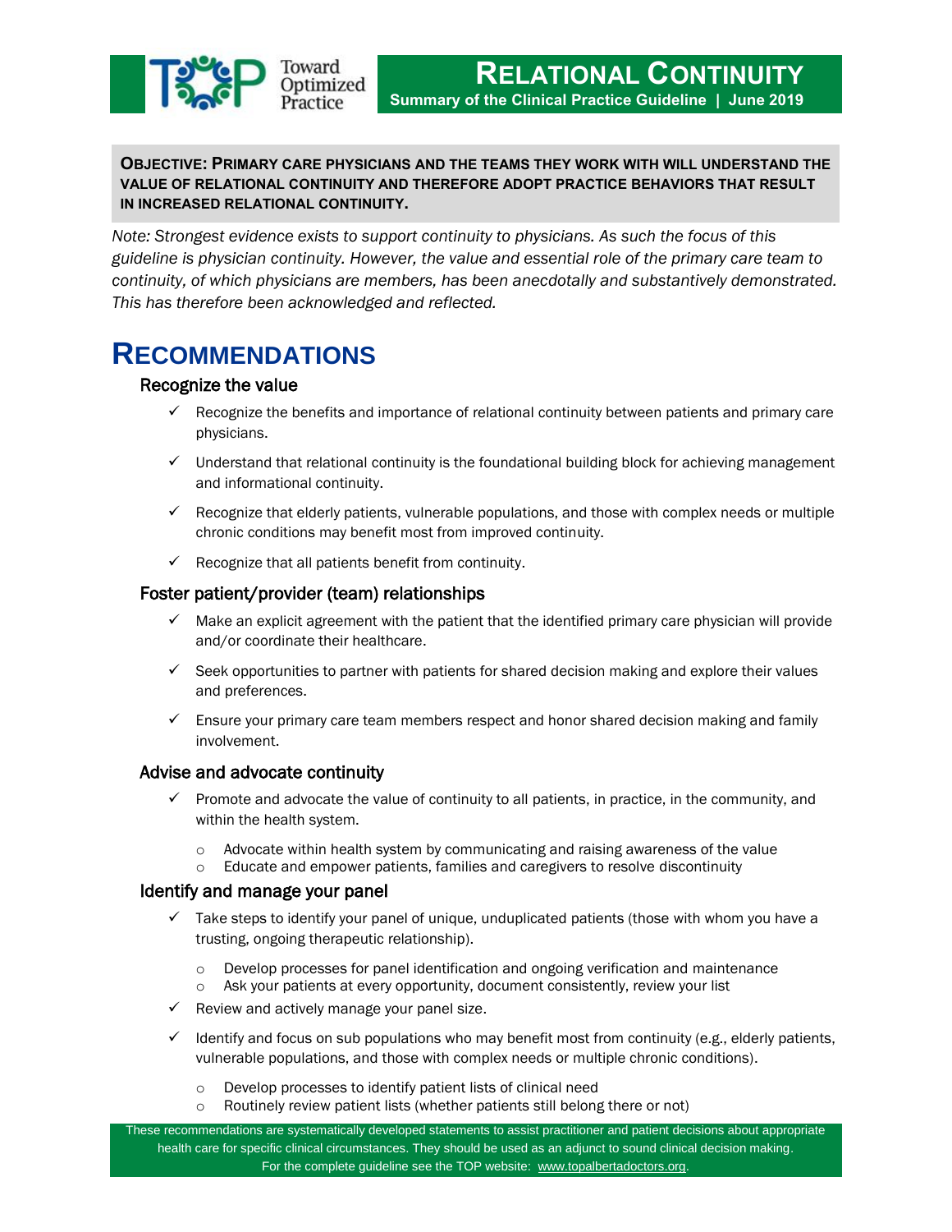Toward Optimized Practice

# RELATIONAL CONTINUITY

**Summary of the Clinical Practice Guideline | June 2019**

**OBJECTIVE: PRIMARY CARE PHYSICIANS AND THE TEAMS THEY WORK WITH WILL UNDERSTAND THE VALUE OF RELATIONAL CONTINUITY AND THEREFORE ADOPT PRACTICE BEHAVIORS THAT RESULT IN INCREASED RELATIONAL CONTINUITY.**

*Note: Strongest evidence exists to support continuity to physicians. As such the focus of this guideline is physician continuity. However, the value and essential role of the primary care team to continuity, of which physicians are members, has been anecdotally and substantively demonstrated. This has therefore been acknowledged and reflected.*

## RECOMMENDATIONS

### Recognize the value

- ✓ Recognize the benefits and importance of relational continuity between patients and primary care physicians.
- ✓ Understand that relational continuity is the foundational building block for achieving management and informational continuity.
- ✓ Recognize that elderly patients, vulnerable populations, and those with complex needs or multiple chronic conditions may benefit most from improved continuity.
- ✓ Recognize that all patients benefit from continuity.

### Foster patient/provider (team) relationships

- ✓ Make an explicit agreement with the patient that the identified primary care physician will provide and/or coordinate their healthcare.
- ✓ Seek opportunities to partner with patients for shared decision making and explore their values and preferences.
- ✓ Ensure your primary care team members respect and honor shared decision making and family involvement.

### Advise and advocate continuity

- ✓ Promote and advocate the value of continuity to all patients, in practice, in the community, and within the health system.
  - Advocate within health system by communicating and raising awareness of the value
  - Educate and empower patients, families and caregivers to resolve discontinuity

### Identify and manage your panel

- ✓ Take steps to identify your panel of unique, unduplicated patients (those with whom you have a trusting, ongoing therapeutic relationship).
  - Develop processes for panel identification and ongoing verification and maintenance
  - Ask your patients at every opportunity, document consistently, review your list
- ✓ Review and actively manage your panel size.
- ✓ Identify and focus on sub populations who may benefit most from continuity (e.g., elderly patients, vulnerable populations, and those with complex needs or multiple chronic conditions).
  - Develop processes to identify patient lists of clinical need
  - Routinely review patient lists (whether patients still belong there or not)

These recommendations are systematically developed statements to assist practitioner and patient decisions about appropriate health care for specific clinical circumstances. They should be used as an adjunct to sound clinical decision making. For the complete guideline see the TOP website: www.topalbertadoctors.org.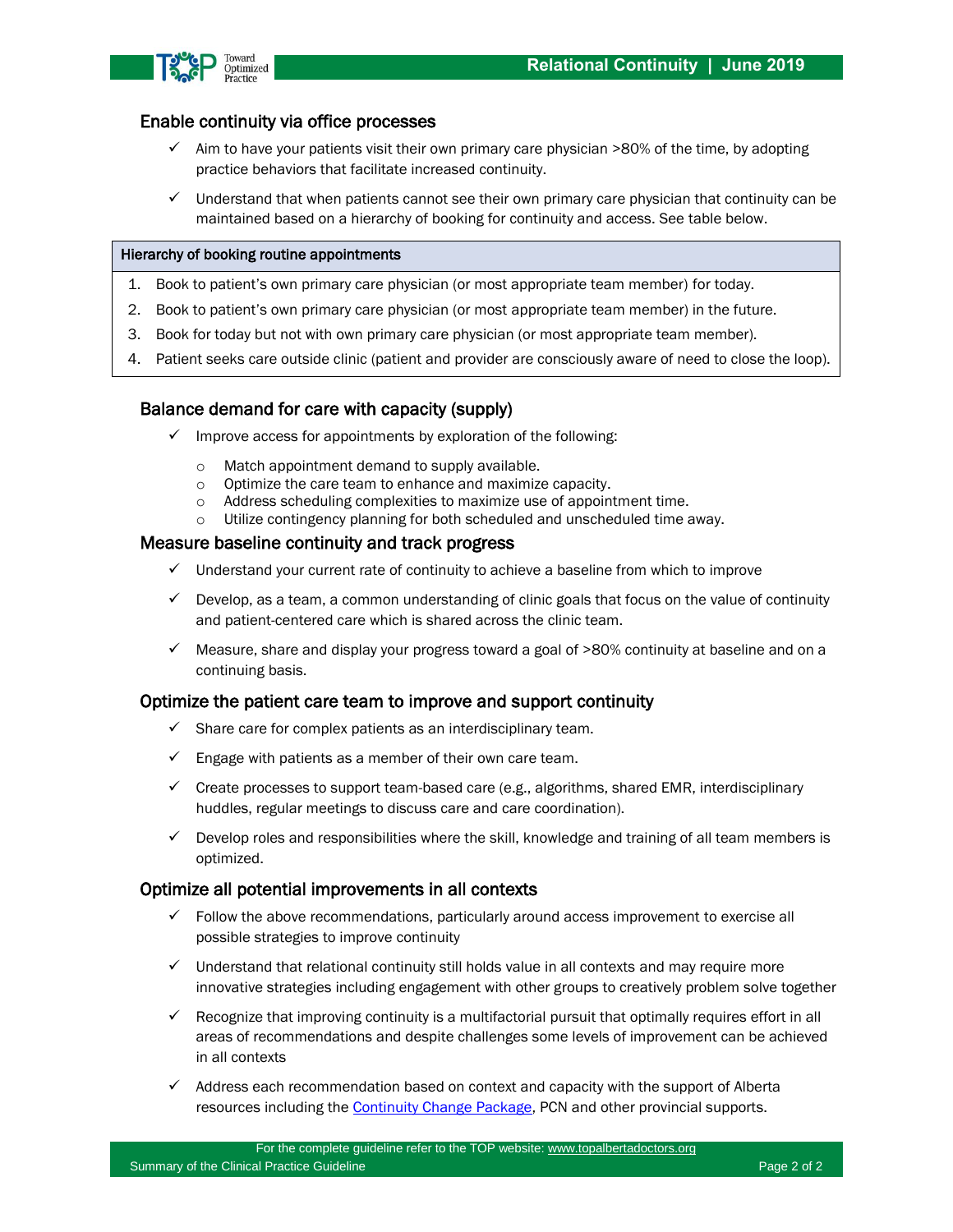## Enable continuity via office processes

- ✓ Aim to have your patients visit their own primary care physician >80% of the time, by adopting practice behaviors that facilitate increased continuity.
- ✓ Understand that when patients cannot see their own primary care physician that continuity can be maintained based on a hierarchy of booking for continuity and access. See table below.

| Hierarchy of booking routine appointments |
|---|
| 1. Book to patient's own primary care physician (or most appropriate team member) for today. |
| 2. Book to patient's own primary care physician (or most appropriate team member) in the future. |
| 3. Book for today but not with own primary care physician (or most appropriate team member). |
| 4. Patient seeks care outside clinic (patient and provider are consciously aware of need to close the loop). |

## Balance demand for care with capacity (supply)

- ✓ Improve access for appointments by exploration of the following:
  - Match appointment demand to supply available.
  - Optimize the care team to enhance and maximize capacity.
  - Address scheduling complexities to maximize use of appointment time.
  - Utilize contingency planning for both scheduled and unscheduled time away.

## Measure baseline continuity and track progress

- ✓ Understand your current rate of continuity to achieve a baseline from which to improve
- ✓ Develop, as a team, a common understanding of clinic goals that focus on the value of continuity and patient-centered care which is shared across the clinic team.
- ✓ Measure, share and display your progress toward a goal of >80% continuity at baseline and on a continuing basis.

## Optimize the patient care team to improve and support continuity

- ✓ Share care for complex patients as an interdisciplinary team.
- ✓ Engage with patients as a member of their own care team.
- ✓ Create processes to support team-based care (e.g., algorithms, shared EMR, interdisciplinary huddles, regular meetings to discuss care and care coordination).
- ✓ Develop roles and responsibilities where the skill, knowledge and training of all team members is optimized.

## Optimize all potential improvements in all contexts

- ✓ Follow the above recommendations, particularly around access improvement to exercise all possible strategies to improve continuity
- ✓ Understand that relational continuity still holds value in all contexts and may require more innovative strategies including engagement with other groups to creatively problem solve together
- ✓ Recognize that improving continuity is a multifactorial pursuit that optimally requires effort in all areas of recommendations and despite challenges some levels of improvement can be achieved in all contexts
- ✓ Address each recommendation based on context and capacity with the support of Alberta resources including the Continuity Change Package, PCN and other provincial supports.

For the complete guideline refer to the TOP website: www.topalbertadoctors.org